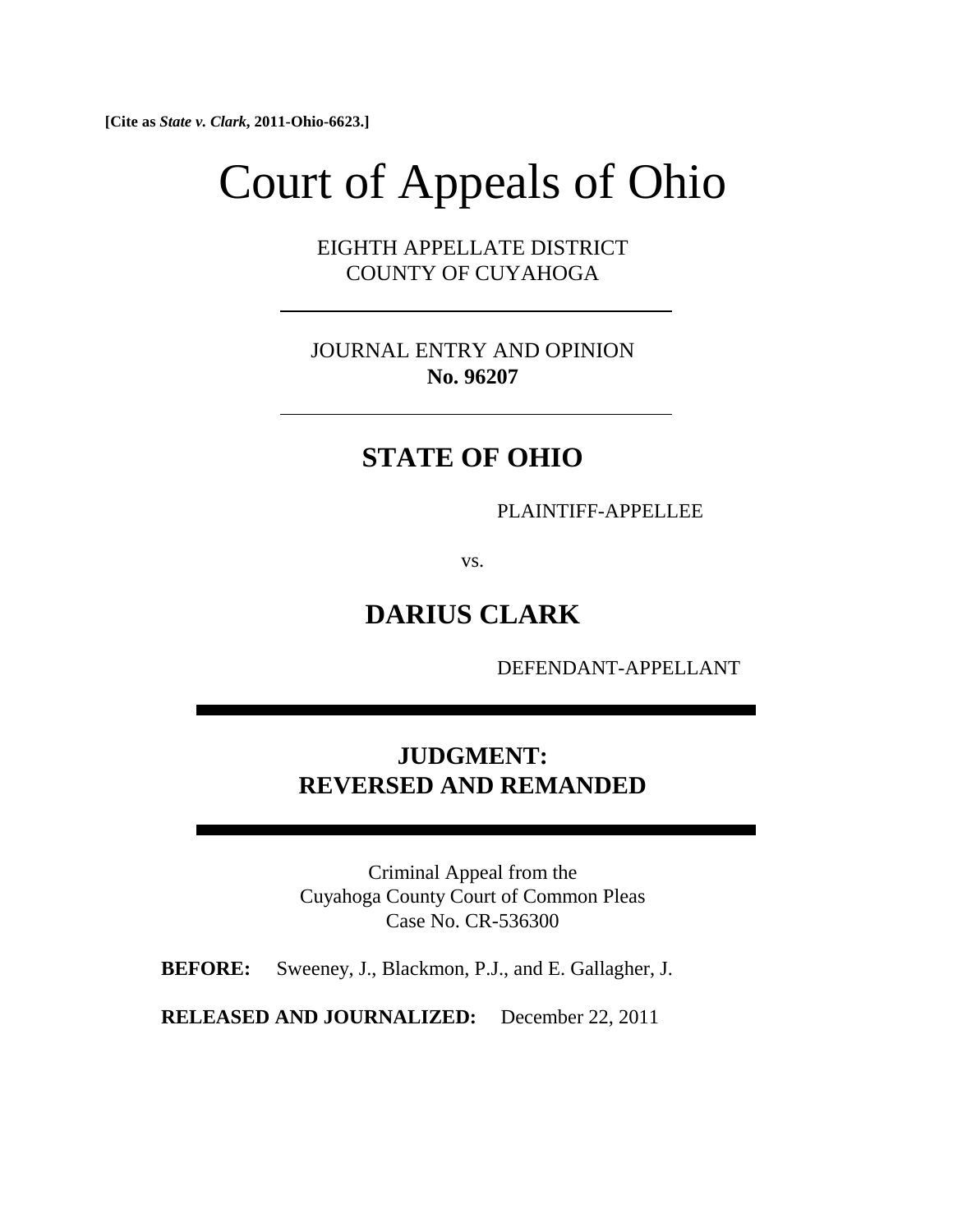**[Cite as *State v. Clark*, 2011-Ohio-6623.]**

# Court of Appeals of Ohio

EIGHTH APPELLATE DISTRICT
COUNTY OF CUYAHOGA

---

JOURNAL ENTRY AND OPINION
**No. 96207**

---

## STATE OF OHIO

PLAINTIFF-APPELLEE

vs.

## DARIUS CLARK

DEFENDANT-APPELLANT

---

### JUDGMENT:
### REVERSED AND REMANDED

---

Criminal Appeal from the
Cuyahoga County Court of Common Pleas
Case No. CR-536300

**BEFORE:** Sweeney, J., Blackmon, P.J., and E. Gallagher, J.

**RELEASED AND JOURNALIZED:** December 22, 2011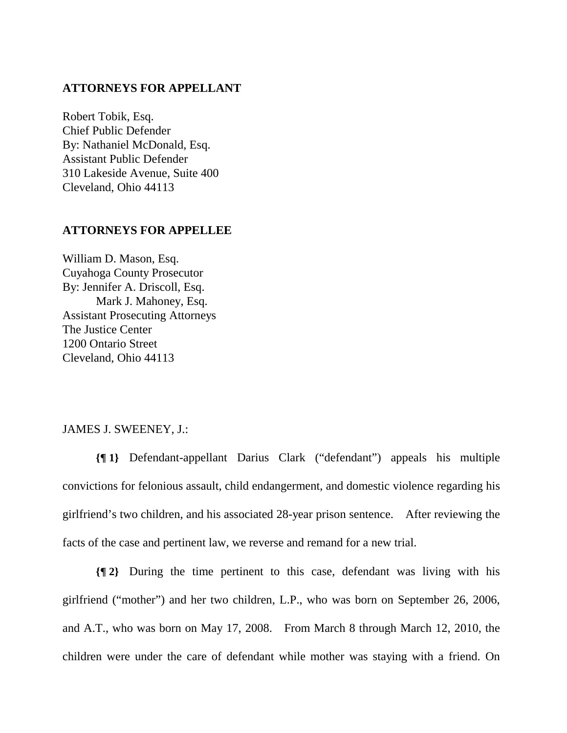**ATTORNEYS FOR APPELLANT**

Robert Tobik, Esq.
Chief Public Defender
By: Nathaniel McDonald, Esq.
Assistant Public Defender
310 Lakeside Avenue, Suite 400
Cleveland, Ohio 44113

**ATTORNEYS FOR APPELLEE**

William D. Mason, Esq.
Cuyahoga County Prosecutor
By: Jennifer A. Driscoll, Esq.
Mark J. Mahoney, Esq.
Assistant Prosecuting Attorneys
The Justice Center
1200 Ontario Street
Cleveland, Ohio 44113

JAMES J. SWEENEY, J.:

**{¶ 1}** Defendant-appellant Darius Clark ("defendant") appeals his multiple convictions for felonious assault, child endangerment, and domestic violence regarding his girlfriend's two children, and his associated 28-year prison sentence. After reviewing the facts of the case and pertinent law, we reverse and remand for a new trial.

**{¶ 2}** During the time pertinent to this case, defendant was living with his girlfriend ("mother") and her two children, L.P., who was born on September 26, 2006, and A.T., who was born on May 17, 2008. From March 8 through March 12, 2010, the children were under the care of defendant while mother was staying with a friend. On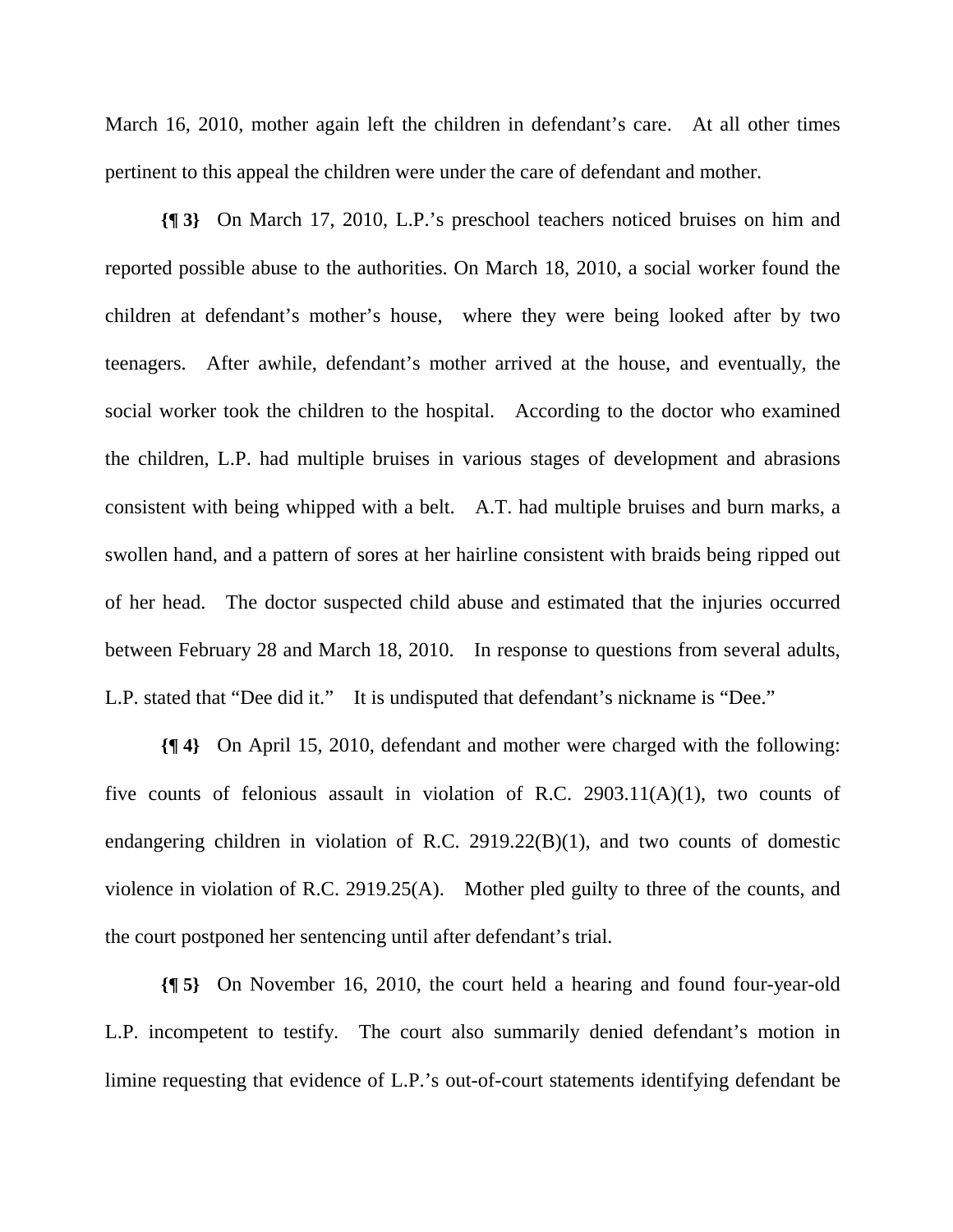March 16, 2010, mother again left the children in defendant's care. At all other times pertinent to this appeal the children were under the care of defendant and mother.

**{¶ 3}** On March 17, 2010, L.P.'s preschool teachers noticed bruises on him and reported possible abuse to the authorities. On March 18, 2010, a social worker found the children at defendant's mother's house, where they were being looked after by two teenagers. After awhile, defendant's mother arrived at the house, and eventually, the social worker took the children to the hospital. According to the doctor who examined the children, L.P. had multiple bruises in various stages of development and abrasions consistent with being whipped with a belt. A.T. had multiple bruises and burn marks, a swollen hand, and a pattern of sores at her hairline consistent with braids being ripped out of her head. The doctor suspected child abuse and estimated that the injuries occurred between February 28 and March 18, 2010. In response to questions from several adults, L.P. stated that "Dee did it." It is undisputed that defendant's nickname is "Dee."

**{¶ 4}** On April 15, 2010, defendant and mother were charged with the following: five counts of felonious assault in violation of R.C. 2903.11(A)(1), two counts of endangering children in violation of R.C. 2919.22(B)(1), and two counts of domestic violence in violation of R.C. 2919.25(A). Mother pled guilty to three of the counts, and the court postponed her sentencing until after defendant's trial.

**{¶ 5}** On November 16, 2010, the court held a hearing and found four-year-old L.P. incompetent to testify. The court also summarily denied defendant's motion in limine requesting that evidence of L.P.'s out-of-court statements identifying defendant be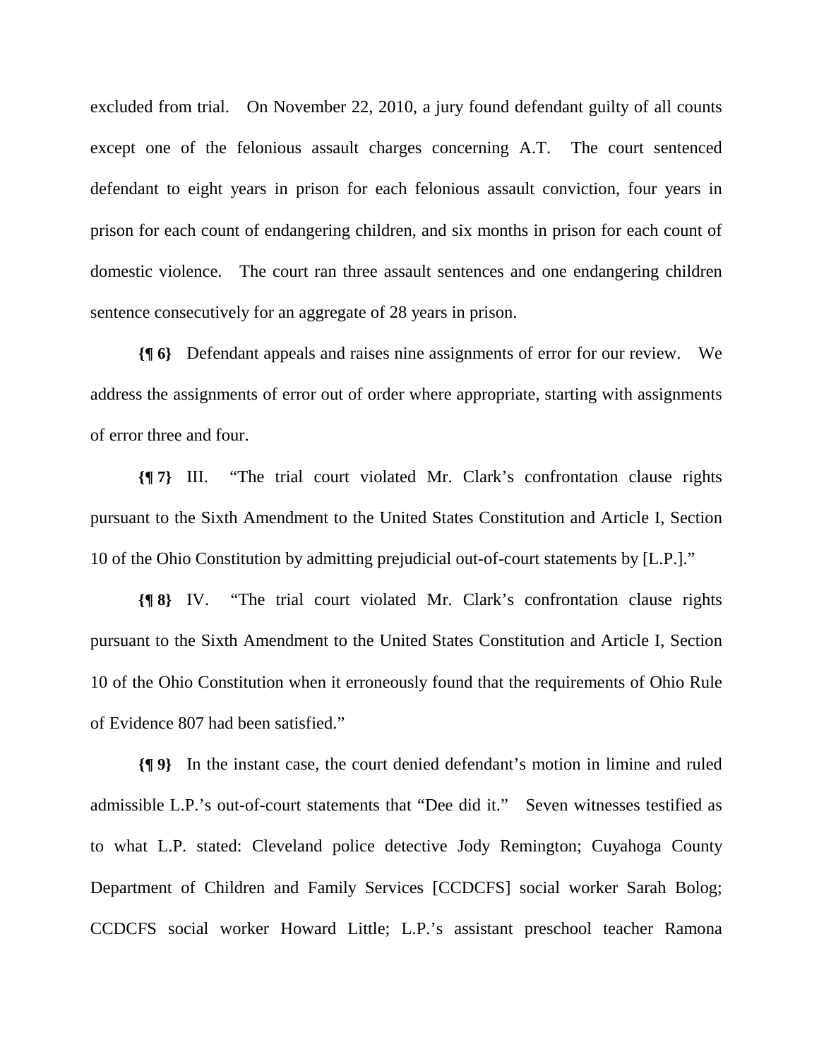excluded from trial. On November 22, 2010, a jury found defendant guilty of all counts except one of the felonious assault charges concerning A.T. The court sentenced defendant to eight years in prison for each felonious assault conviction, four years in prison for each count of endangering children, and six months in prison for each count of domestic violence. The court ran three assault sentences and one endangering children sentence consecutively for an aggregate of 28 years in prison.

**{¶ 6}** Defendant appeals and raises nine assignments of error for our review. We address the assignments of error out of order where appropriate, starting with assignments of error three and four.

**{¶ 7}** III. "The trial court violated Mr. Clark's confrontation clause rights pursuant to the Sixth Amendment to the United States Constitution and Article I, Section 10 of the Ohio Constitution by admitting prejudicial out-of-court statements by [L.P.]."

**{¶ 8}** IV. "The trial court violated Mr. Clark's confrontation clause rights pursuant to the Sixth Amendment to the United States Constitution and Article I, Section 10 of the Ohio Constitution when it erroneously found that the requirements of Ohio Rule of Evidence 807 had been satisfied."

**{¶ 9}** In the instant case, the court denied defendant's motion in limine and ruled admissible L.P.'s out-of-court statements that "Dee did it." Seven witnesses testified as to what L.P. stated: Cleveland police detective Jody Remington; Cuyahoga County Department of Children and Family Services [CCDCFS] social worker Sarah Bolog; CCDCFS social worker Howard Little; L.P.'s assistant preschool teacher Ramona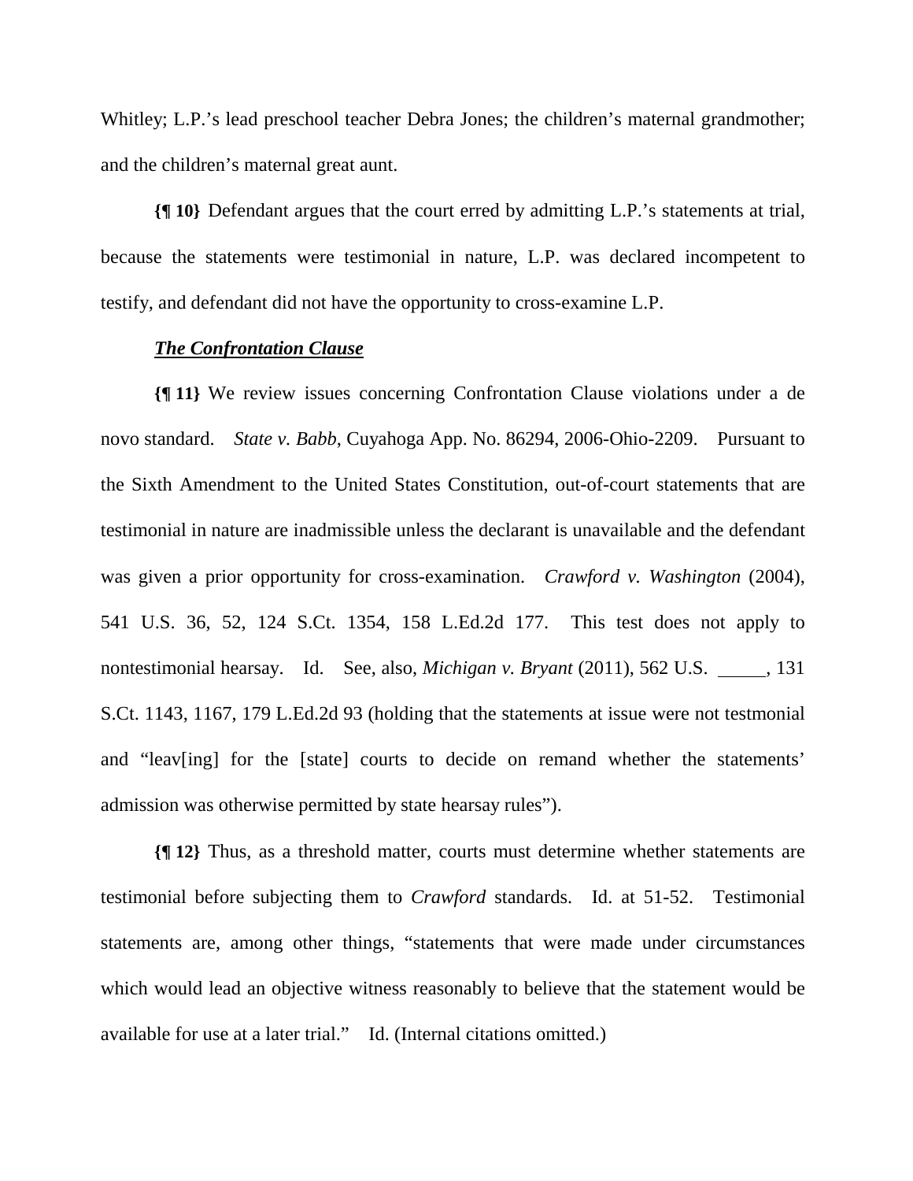Whitley; L.P.'s lead preschool teacher Debra Jones; the children's maternal grandmother; and the children's maternal great aunt.

**{¶ 10}** Defendant argues that the court erred by admitting L.P.'s statements at trial, because the statements were testimonial in nature, L.P. was declared incompetent to testify, and defendant did not have the opportunity to cross-examine L.P.

***The Confrontation Clause***

**{¶ 11}** We review issues concerning Confrontation Clause violations under a de novo standard. *State v. Babb*, Cuyahoga App. No. 86294, 2006-Ohio-2209. Pursuant to the Sixth Amendment to the United States Constitution, out-of-court statements that are testimonial in nature are inadmissible unless the declarant is unavailable and the defendant was given a prior opportunity for cross-examination. *Crawford v. Washington* (2004), 541 U.S. 36, 52, 124 S.Ct. 1354, 158 L.Ed.2d 177. This test does not apply to nontestimonial hearsay. Id. See, also, *Michigan v. Bryant* (2011), 562 U.S. \_\_\_\_\_, 131 S.Ct. 1143, 1167, 179 L.Ed.2d 93 (holding that the statements at issue were not testmonial and "leav[ing] for the [state] courts to decide on remand whether the statements' admission was otherwise permitted by state hearsay rules").

**{¶ 12}** Thus, as a threshold matter, courts must determine whether statements are testimonial before subjecting them to *Crawford* standards. Id. at 51-52. Testimonial statements are, among other things, "statements that were made under circumstances which would lead an objective witness reasonably to believe that the statement would be available for use at a later trial." Id. (Internal citations omitted.)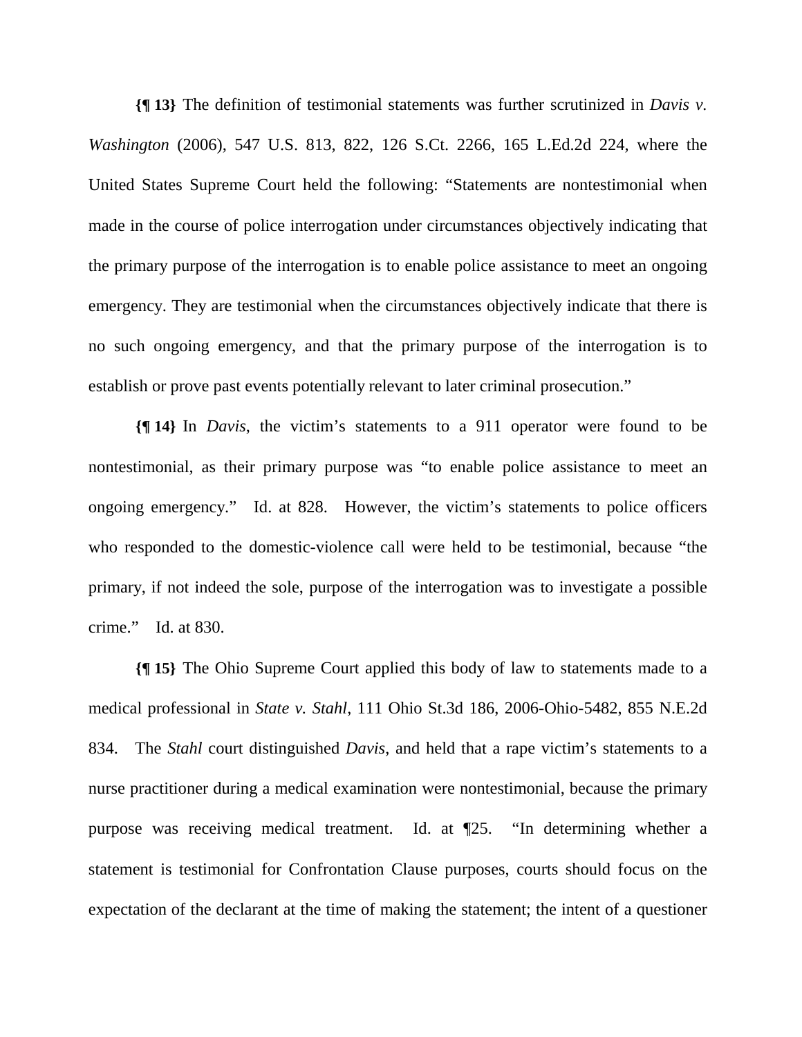**{¶ 13}** The definition of testimonial statements was further scrutinized in *Davis v. Washington* (2006), 547 U.S. 813, 822, 126 S.Ct. 2266, 165 L.Ed.2d 224, where the United States Supreme Court held the following: "Statements are nontestimonial when made in the course of police interrogation under circumstances objectively indicating that the primary purpose of the interrogation is to enable police assistance to meet an ongoing emergency. They are testimonial when the circumstances objectively indicate that there is no such ongoing emergency, and that the primary purpose of the interrogation is to establish or prove past events potentially relevant to later criminal prosecution."

**{¶ 14}** In *Davis*, the victim's statements to a 911 operator were found to be nontestimonial, as their primary purpose was "to enable police assistance to meet an ongoing emergency." Id. at 828. However, the victim's statements to police officers who responded to the domestic-violence call were held to be testimonial, because "the primary, if not indeed the sole, purpose of the interrogation was to investigate a possible crime." Id. at 830.

**{¶ 15}** The Ohio Supreme Court applied this body of law to statements made to a medical professional in *State v. Stahl*, 111 Ohio St.3d 186, 2006-Ohio-5482, 855 N.E.2d 834. The *Stahl* court distinguished *Davis*, and held that a rape victim's statements to a nurse practitioner during a medical examination were nontestimonial, because the primary purpose was receiving medical treatment. Id. at ¶25. "In determining whether a statement is testimonial for Confrontation Clause purposes, courts should focus on the expectation of the declarant at the time of making the statement; the intent of a questioner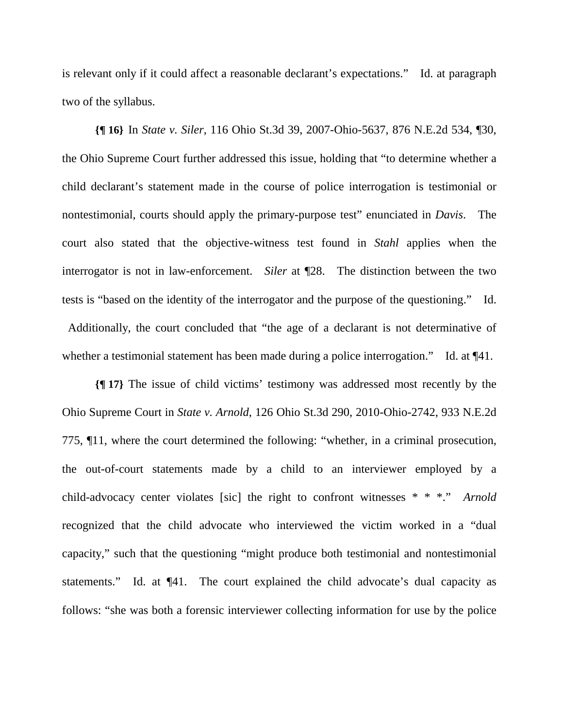is relevant only if it could affect a reasonable declarant's expectations." Id. at paragraph two of the syllabus.

**{¶ 16}** In *State v. Siler*, 116 Ohio St.3d 39, 2007-Ohio-5637, 876 N.E.2d 534, ¶30, the Ohio Supreme Court further addressed this issue, holding that "to determine whether a child declarant's statement made in the course of police interrogation is testimonial or nontestimonial, courts should apply the primary-purpose test" enunciated in *Davis*. The court also stated that the objective-witness test found in *Stahl* applies when the interrogator is not in law-enforcement. *Siler* at ¶28. The distinction between the two tests is "based on the identity of the interrogator and the purpose of the questioning." Id. Additionally, the court concluded that "the age of a declarant is not determinative of whether a testimonial statement has been made during a police interrogation." Id. at ¶41.

**{¶ 17}** The issue of child victims' testimony was addressed most recently by the Ohio Supreme Court in *State v. Arnold*, 126 Ohio St.3d 290, 2010-Ohio-2742, 933 N.E.2d 775, ¶11, where the court determined the following: "whether, in a criminal prosecution, the out-of-court statements made by a child to an interviewer employed by a child-advocacy center violates [sic] the right to confront witnesses * * *." *Arnold* recognized that the child advocate who interviewed the victim worked in a "dual capacity," such that the questioning "might produce both testimonial and nontestimonial statements." Id. at ¶41. The court explained the child advocate's dual capacity as follows: "she was both a forensic interviewer collecting information for use by the police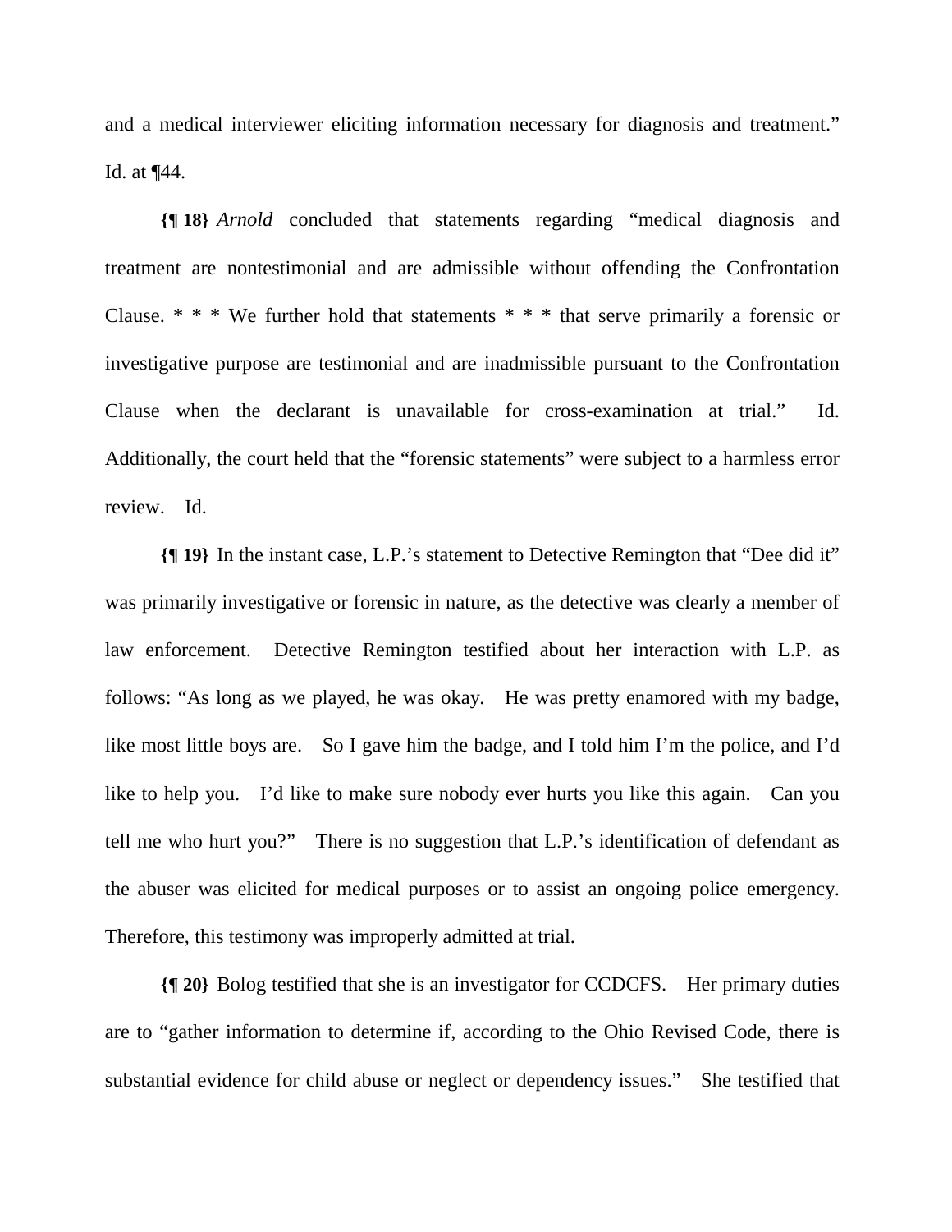and a medical interviewer eliciting information necessary for diagnosis and treatment." Id. at ¶44.

**{¶ 18}** *Arnold* concluded that statements regarding "medical diagnosis and treatment are nontestimonial and are admissible without offending the Confrontation Clause. * * * We further hold that statements * * * that serve primarily a forensic or investigative purpose are testimonial and are inadmissible pursuant to the Confrontation Clause when the declarant is unavailable for cross-examination at trial." Id. Additionally, the court held that the "forensic statements" were subject to a harmless error review. Id.

**{¶ 19}** In the instant case, L.P.'s statement to Detective Remington that "Dee did it" was primarily investigative or forensic in nature, as the detective was clearly a member of law enforcement. Detective Remington testified about her interaction with L.P. as follows: "As long as we played, he was okay. He was pretty enamored with my badge, like most little boys are. So I gave him the badge, and I told him I'm the police, and I'd like to help you. I'd like to make sure nobody ever hurts you like this again. Can you tell me who hurt you?" There is no suggestion that L.P.'s identification of defendant as the abuser was elicited for medical purposes or to assist an ongoing police emergency. Therefore, this testimony was improperly admitted at trial.

**{¶ 20}** Bolog testified that she is an investigator for CCDCFS. Her primary duties are to "gather information to determine if, according to the Ohio Revised Code, there is substantial evidence for child abuse or neglect or dependency issues." She testified that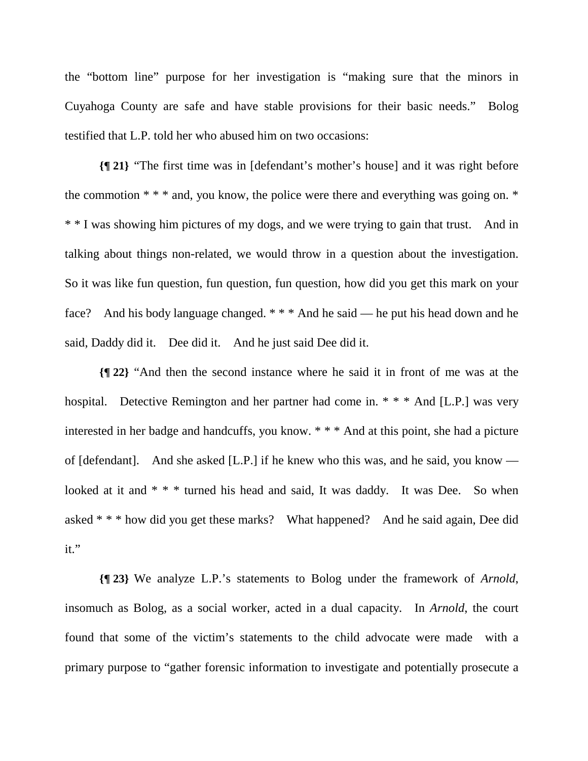the "bottom line" purpose for her investigation is "making sure that the minors in Cuyahoga County are safe and have stable provisions for their basic needs." Bolog testified that L.P. told her who abused him on two occasions:

**{¶ 21}** "The first time was in [defendant's mother's house] and it was right before the commotion * * * and, you know, the police were there and everything was going on. * * * I was showing him pictures of my dogs, and we were trying to gain that trust. And in talking about things non-related, we would throw in a question about the investigation. So it was like fun question, fun question, fun question, how did you get this mark on your face? And his body language changed. * * * And he said — he put his head down and he said, Daddy did it. Dee did it. And he just said Dee did it.

**{¶ 22}** "And then the second instance where he said it in front of me was at the hospital. Detective Remington and her partner had come in. * * * And [L.P.] was very interested in her badge and handcuffs, you know. * * * And at this point, she had a picture of [defendant]. And she asked [L.P.] if he knew who this was, and he said, you know — looked at it and * * * turned his head and said, It was daddy. It was Dee. So when asked * * * how did you get these marks? What happened? And he said again, Dee did it."

**{¶ 23}** We analyze L.P.'s statements to Bolog under the framework of *Arnold*, insomuch as Bolog, as a social worker, acted in a dual capacity. In *Arnold*, the court found that some of the victim's statements to the child advocate were made with a primary purpose to "gather forensic information to investigate and potentially prosecute a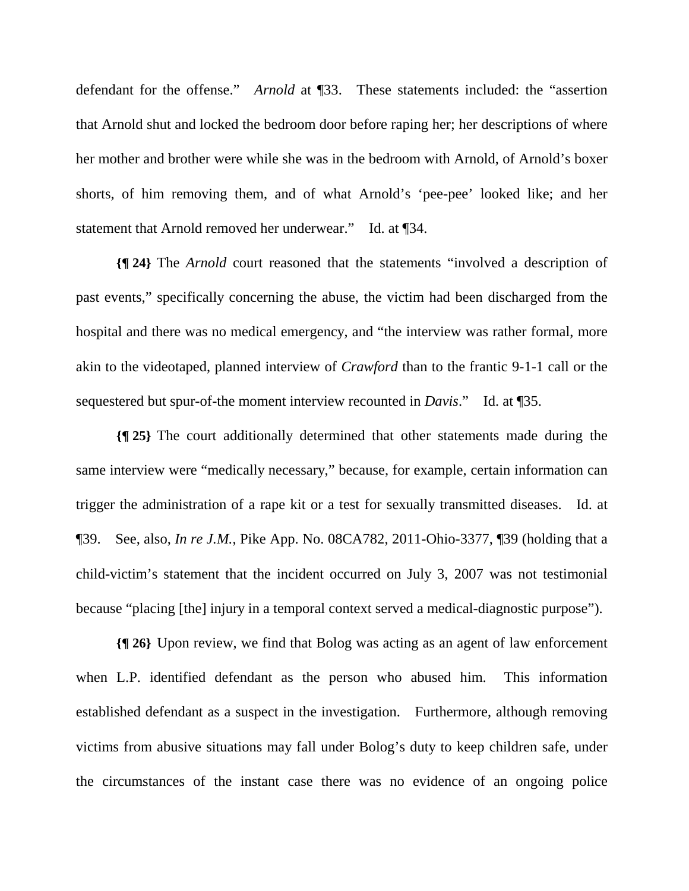defendant for the offense." *Arnold* at ¶33. These statements included: the "assertion that Arnold shut and locked the bedroom door before raping her; her descriptions of where her mother and brother were while she was in the bedroom with Arnold, of Arnold's boxer shorts, of him removing them, and of what Arnold's 'pee-pee' looked like; and her statement that Arnold removed her underwear." Id. at ¶34.

**{¶ 24}** The *Arnold* court reasoned that the statements "involved a description of past events," specifically concerning the abuse, the victim had been discharged from the hospital and there was no medical emergency, and "the interview was rather formal, more akin to the videotaped, planned interview of *Crawford* than to the frantic 9-1-1 call or the sequestered but spur-of-the moment interview recounted in *Davis*." Id. at ¶35.

**{¶ 25}** The court additionally determined that other statements made during the same interview were "medically necessary," because, for example, certain information can trigger the administration of a rape kit or a test for sexually transmitted diseases. Id. at ¶39. See, also, *In re J.M.*, Pike App. No. 08CA782, 2011-Ohio-3377, ¶39 (holding that a child-victim's statement that the incident occurred on July 3, 2007 was not testimonial because "placing [the] injury in a temporal context served a medical-diagnostic purpose").

**{¶ 26}** Upon review, we find that Bolog was acting as an agent of law enforcement when L.P. identified defendant as the person who abused him. This information established defendant as a suspect in the investigation. Furthermore, although removing victims from abusive situations may fall under Bolog's duty to keep children safe, under the circumstances of the instant case there was no evidence of an ongoing police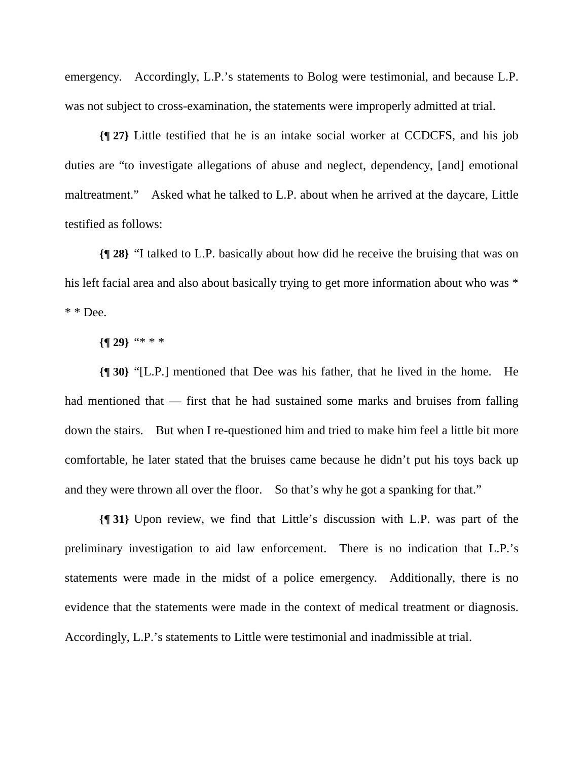emergency. Accordingly, L.P.'s statements to Bolog were testimonial, and because L.P. was not subject to cross-examination, the statements were improperly admitted at trial.

**{¶ 27}** Little testified that he is an intake social worker at CCDCFS, and his job duties are "to investigate allegations of abuse and neglect, dependency, [and] emotional maltreatment." Asked what he talked to L.P. about when he arrived at the daycare, Little testified as follows:

**{¶ 28}** "I talked to L.P. basically about how did he receive the bruising that was on his left facial area and also about basically trying to get more information about who was * * * Dee.

**{¶ 29}** "* * *

**{¶ 30}** "[L.P.] mentioned that Dee was his father, that he lived in the home. He had mentioned that — first that he had sustained some marks and bruises from falling down the stairs. But when I re-questioned him and tried to make him feel a little bit more comfortable, he later stated that the bruises came because he didn't put his toys back up and they were thrown all over the floor. So that's why he got a spanking for that."

**{¶ 31}** Upon review, we find that Little's discussion with L.P. was part of the preliminary investigation to aid law enforcement. There is no indication that L.P.'s statements were made in the midst of a police emergency. Additionally, there is no evidence that the statements were made in the context of medical treatment or diagnosis. Accordingly, L.P.'s statements to Little were testimonial and inadmissible at trial.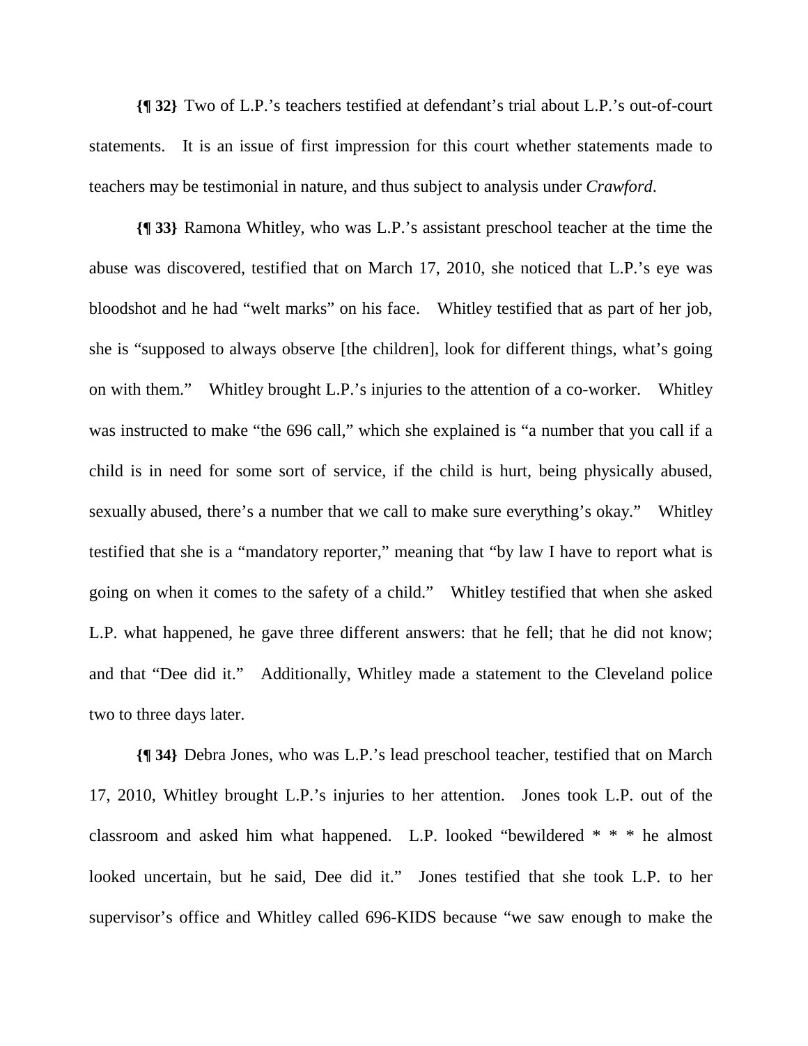**{¶ 32}** Two of L.P.'s teachers testified at defendant's trial about L.P.'s out-of-court statements. It is an issue of first impression for this court whether statements made to teachers may be testimonial in nature, and thus subject to analysis under *Crawford*.

**{¶ 33}** Ramona Whitley, who was L.P.'s assistant preschool teacher at the time the abuse was discovered, testified that on March 17, 2010, she noticed that L.P.'s eye was bloodshot and he had "welt marks" on his face. Whitley testified that as part of her job, she is "supposed to always observe [the children], look for different things, what's going on with them." Whitley brought L.P.'s injuries to the attention of a co-worker. Whitley was instructed to make "the 696 call," which she explained is "a number that you call if a child is in need for some sort of service, if the child is hurt, being physically abused, sexually abused, there's a number that we call to make sure everything's okay." Whitley testified that she is a "mandatory reporter," meaning that "by law I have to report what is going on when it comes to the safety of a child." Whitley testified that when she asked L.P. what happened, he gave three different answers: that he fell; that he did not know; and that "Dee did it." Additionally, Whitley made a statement to the Cleveland police two to three days later.

**{¶ 34}** Debra Jones, who was L.P.'s lead preschool teacher, testified that on March 17, 2010, Whitley brought L.P.'s injuries to her attention. Jones took L.P. out of the classroom and asked him what happened. L.P. looked "bewildered * * * he almost looked uncertain, but he said, Dee did it." Jones testified that she took L.P. to her supervisor's office and Whitley called 696-KIDS because "we saw enough to make the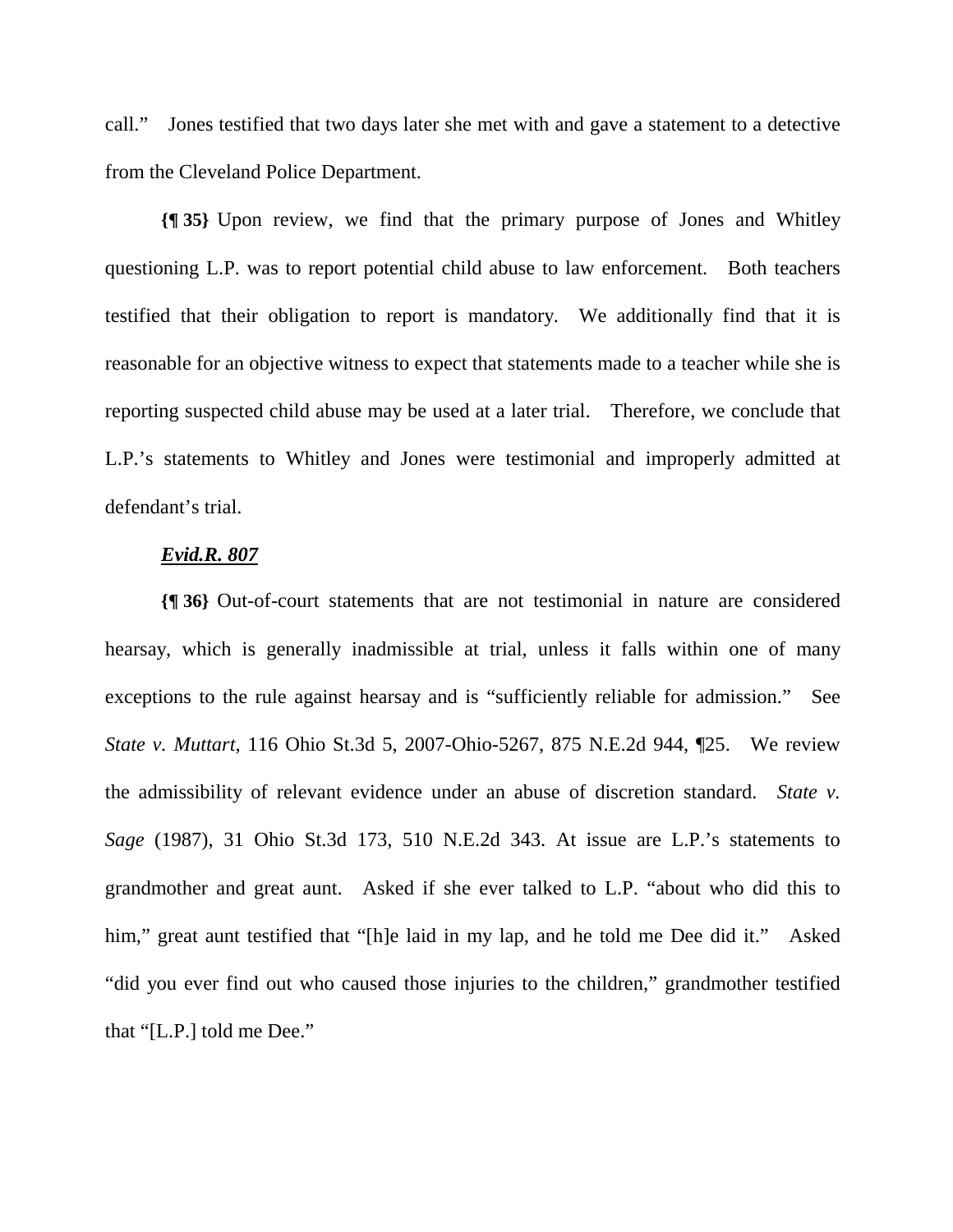call." Jones testified that two days later she met with and gave a statement to a detective from the Cleveland Police Department.

**{¶ 35}** Upon review, we find that the primary purpose of Jones and Whitley questioning L.P. was to report potential child abuse to law enforcement. Both teachers testified that their obligation to report is mandatory. We additionally find that it is reasonable for an objective witness to expect that statements made to a teacher while she is reporting suspected child abuse may be used at a later trial. Therefore, we conclude that L.P.'s statements to Whitley and Jones were testimonial and improperly admitted at defendant's trial.

***Evid.R. 807***

**{¶ 36}** Out-of-court statements that are not testimonial in nature are considered hearsay, which is generally inadmissible at trial, unless it falls within one of many exceptions to the rule against hearsay and is "sufficiently reliable for admission." See *State v. Muttart*, 116 Ohio St.3d 5, 2007-Ohio-5267, 875 N.E.2d 944, ¶25. We review the admissibility of relevant evidence under an abuse of discretion standard. *State v. Sage* (1987), 31 Ohio St.3d 173, 510 N.E.2d 343. At issue are L.P.'s statements to grandmother and great aunt. Asked if she ever talked to L.P. "about who did this to him," great aunt testified that "[h]e laid in my lap, and he told me Dee did it." Asked "did you ever find out who caused those injuries to the children," grandmother testified that "[L.P.] told me Dee."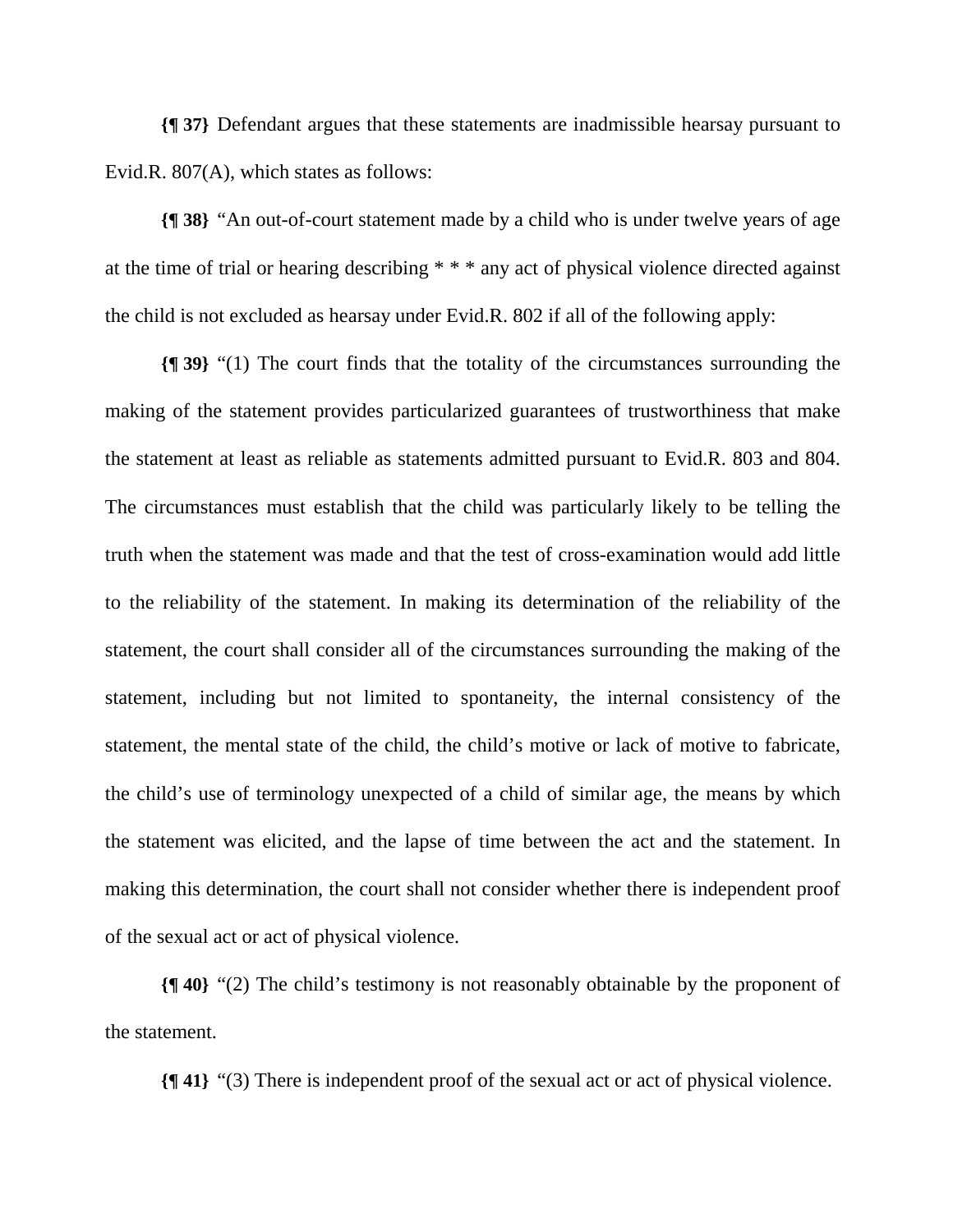**{¶ 37}** Defendant argues that these statements are inadmissible hearsay pursuant to Evid.R. 807(A), which states as follows:

**{¶ 38}** "An out-of-court statement made by a child who is under twelve years of age at the time of trial or hearing describing * * * any act of physical violence directed against the child is not excluded as hearsay under Evid.R. 802 if all of the following apply:

**{¶ 39}** "(1) The court finds that the totality of the circumstances surrounding the making of the statement provides particularized guarantees of trustworthiness that make the statement at least as reliable as statements admitted pursuant to Evid.R. 803 and 804. The circumstances must establish that the child was particularly likely to be telling the truth when the statement was made and that the test of cross-examination would add little to the reliability of the statement. In making its determination of the reliability of the statement, the court shall consider all of the circumstances surrounding the making of the statement, including but not limited to spontaneity, the internal consistency of the statement, the mental state of the child, the child's motive or lack of motive to fabricate, the child's use of terminology unexpected of a child of similar age, the means by which the statement was elicited, and the lapse of time between the act and the statement. In making this determination, the court shall not consider whether there is independent proof of the sexual act or act of physical violence.

**{¶ 40}** "(2) The child's testimony is not reasonably obtainable by the proponent of the statement.

**{¶ 41}** "(3) There is independent proof of the sexual act or act of physical violence.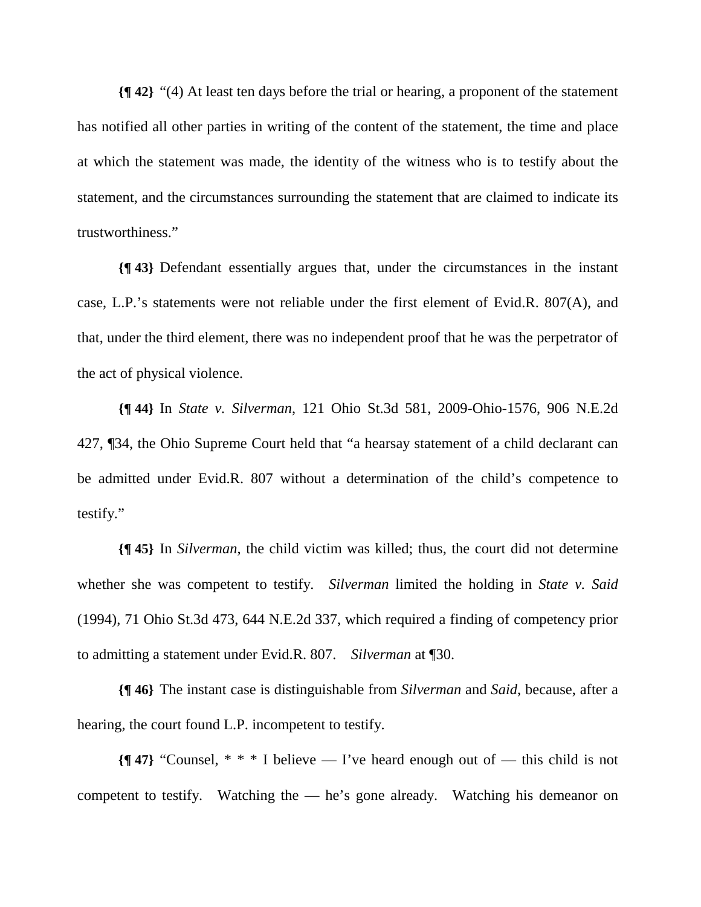**{¶ 42}** "(4) At least ten days before the trial or hearing, a proponent of the statement has notified all other parties in writing of the content of the statement, the time and place at which the statement was made, the identity of the witness who is to testify about the statement, and the circumstances surrounding the statement that are claimed to indicate its trustworthiness."

**{¶ 43}** Defendant essentially argues that, under the circumstances in the instant case, L.P.'s statements were not reliable under the first element of Evid.R. 807(A), and that, under the third element, there was no independent proof that he was the perpetrator of the act of physical violence.

**{¶ 44}** In *State v. Silverman*, 121 Ohio St.3d 581, 2009-Ohio-1576, 906 N.E.2d 427, ¶34, the Ohio Supreme Court held that "a hearsay statement of a child declarant can be admitted under Evid.R. 807 without a determination of the child's competence to testify."

**{¶ 45}** In *Silverman*, the child victim was killed; thus, the court did not determine whether she was competent to testify. *Silverman* limited the holding in *State v. Said* (1994), 71 Ohio St.3d 473, 644 N.E.2d 337, which required a finding of competency prior to admitting a statement under Evid.R. 807. *Silverman* at ¶30.

**{¶ 46}** The instant case is distinguishable from *Silverman* and *Said*, because, after a hearing, the court found L.P. incompetent to testify.

**{¶ 47}** "Counsel, * * * I believe — I've heard enough out of — this child is not competent to testify. Watching the — he's gone already. Watching his demeanor on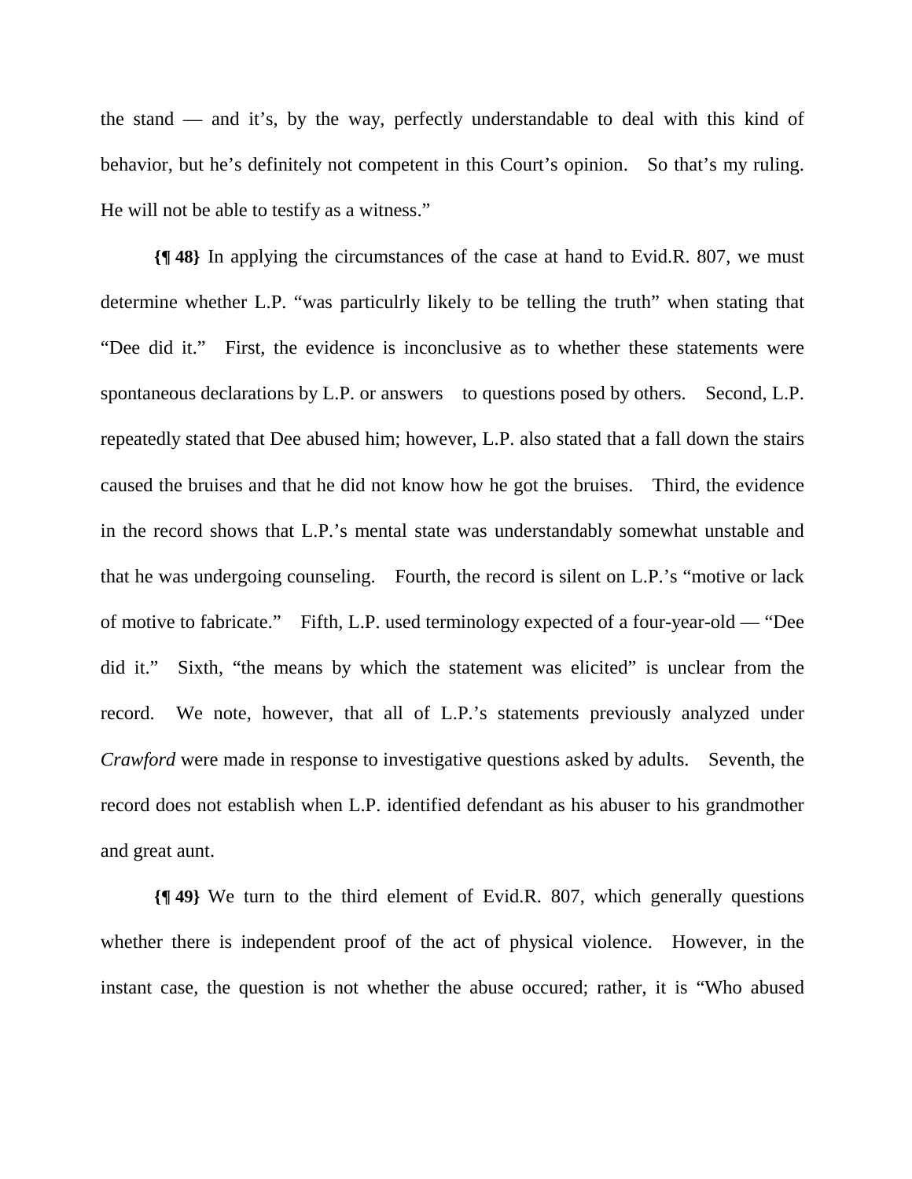the stand — and it's, by the way, perfectly understandable to deal with this kind of behavior, but he's definitely not competent in this Court's opinion. So that's my ruling. He will not be able to testify as a witness."

**{¶ 48}** In applying the circumstances of the case at hand to Evid.R. 807, we must determine whether L.P. "was particulrly likely to be telling the truth" when stating that "Dee did it." First, the evidence is inconclusive as to whether these statements were spontaneous declarations by L.P. or answers to questions posed by others. Second, L.P. repeatedly stated that Dee abused him; however, L.P. also stated that a fall down the stairs caused the bruises and that he did not know how he got the bruises. Third, the evidence in the record shows that L.P.'s mental state was understandably somewhat unstable and that he was undergoing counseling. Fourth, the record is silent on L.P.'s "motive or lack of motive to fabricate." Fifth, L.P. used terminology expected of a four-year-old — "Dee did it." Sixth, "the means by which the statement was elicited" is unclear from the record. We note, however, that all of L.P.'s statements previously analyzed under *Crawford* were made in response to investigative questions asked by adults. Seventh, the record does not establish when L.P. identified defendant as his abuser to his grandmother and great aunt.

**{¶ 49}** We turn to the third element of Evid.R. 807, which generally questions whether there is independent proof of the act of physical violence. However, in the instant case, the question is not whether the abuse occured; rather, it is "Who abused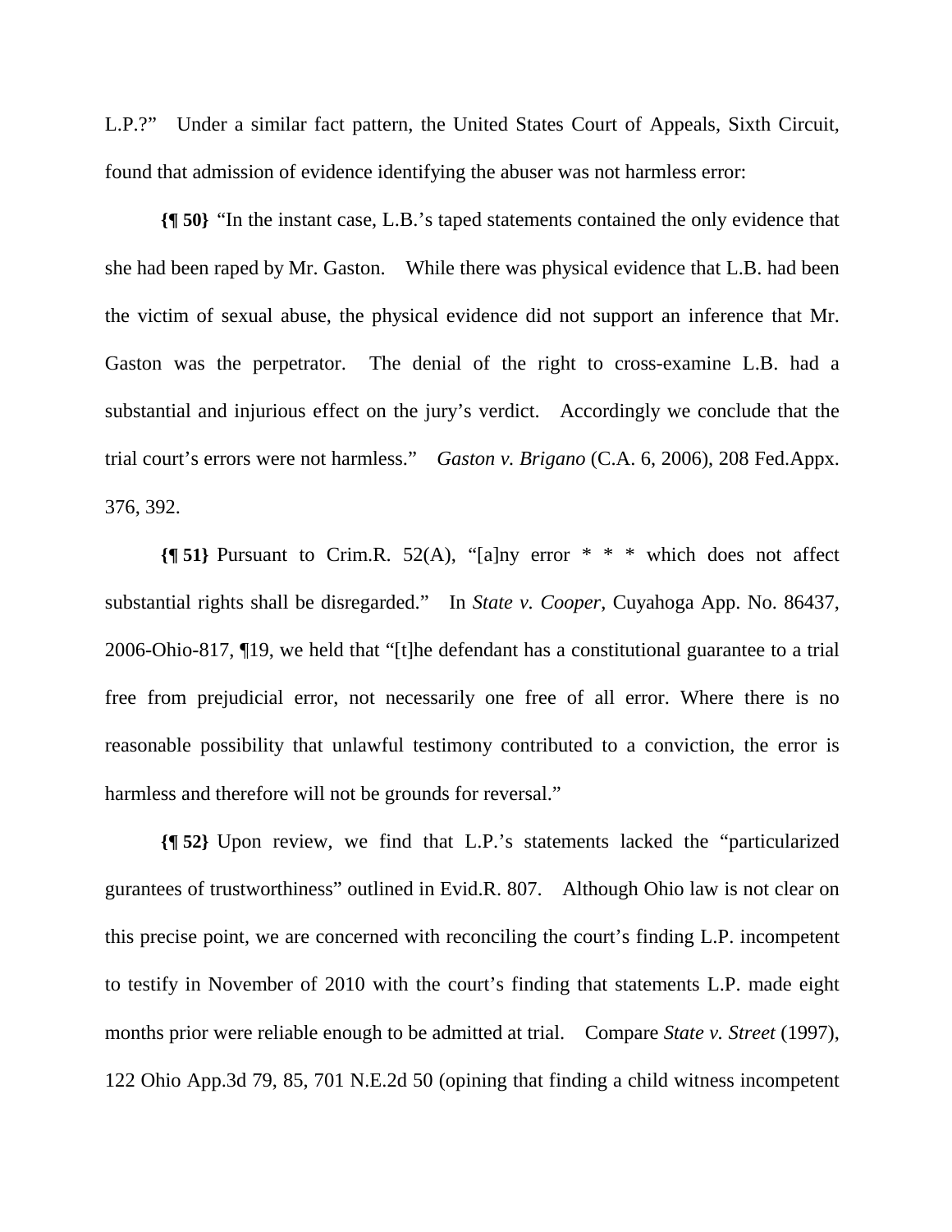L.P.?" Under a similar fact pattern, the United States Court of Appeals, Sixth Circuit, found that admission of evidence identifying the abuser was not harmless error:

**{¶ 50}** "In the instant case, L.B.'s taped statements contained the only evidence that she had been raped by Mr. Gaston. While there was physical evidence that L.B. had been the victim of sexual abuse, the physical evidence did not support an inference that Mr. Gaston was the perpetrator. The denial of the right to cross-examine L.B. had a substantial and injurious effect on the jury's verdict. Accordingly we conclude that the trial court's errors were not harmless." *Gaston v. Brigano* (C.A. 6, 2006), 208 Fed.Appx. 376, 392.

**{¶ 51}** Pursuant to Crim.R. 52(A), "[a]ny error * * * which does not affect substantial rights shall be disregarded." In *State v. Cooper*, Cuyahoga App. No. 86437, 2006-Ohio-817, ¶19, we held that "[t]he defendant has a constitutional guarantee to a trial free from prejudicial error, not necessarily one free of all error. Where there is no reasonable possibility that unlawful testimony contributed to a conviction, the error is harmless and therefore will not be grounds for reversal."

**{¶ 52}** Upon review, we find that L.P.'s statements lacked the "particularized gurantees of trustworthiness" outlined in Evid.R. 807. Although Ohio law is not clear on this precise point, we are concerned with reconciling the court's finding L.P. incompetent to testify in November of 2010 with the court's finding that statements L.P. made eight months prior were reliable enough to be admitted at trial. Compare *State v. Street* (1997), 122 Ohio App.3d 79, 85, 701 N.E.2d 50 (opining that finding a child witness incompetent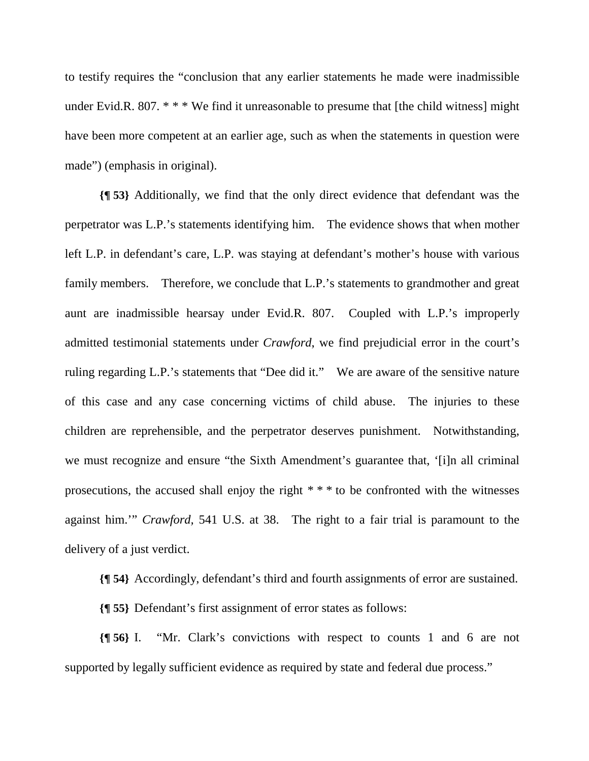to testify requires the "conclusion that any earlier statements he made were inadmissible under Evid.R. 807. * * * We find it unreasonable to presume that [the child witness] might have been more competent at an earlier age, such as when the statements in question were made") (emphasis in original).

**{¶ 53}** Additionally, we find that the only direct evidence that defendant was the perpetrator was L.P.'s statements identifying him. The evidence shows that when mother left L.P. in defendant's care, L.P. was staying at defendant's mother's house with various family members. Therefore, we conclude that L.P.'s statements to grandmother and great aunt are inadmissible hearsay under Evid.R. 807. Coupled with L.P.'s improperly admitted testimonial statements under *Crawford,* we find prejudicial error in the court's ruling regarding L.P.'s statements that "Dee did it." We are aware of the sensitive nature of this case and any case concerning victims of child abuse. The injuries to these children are reprehensible, and the perpetrator deserves punishment. Notwithstanding, we must recognize and ensure "the Sixth Amendment's guarantee that, '[i]n all criminal prosecutions, the accused shall enjoy the right * * * to be confronted with the witnesses against him.'" *Crawford,* 541 U.S. at 38. The right to a fair trial is paramount to the delivery of a just verdict.

**{¶ 54}** Accordingly, defendant's third and fourth assignments of error are sustained.

**{¶ 55}** Defendant's first assignment of error states as follows:

**{¶ 56}** I. "Mr. Clark's convictions with respect to counts 1 and 6 are not supported by legally sufficient evidence as required by state and federal due process."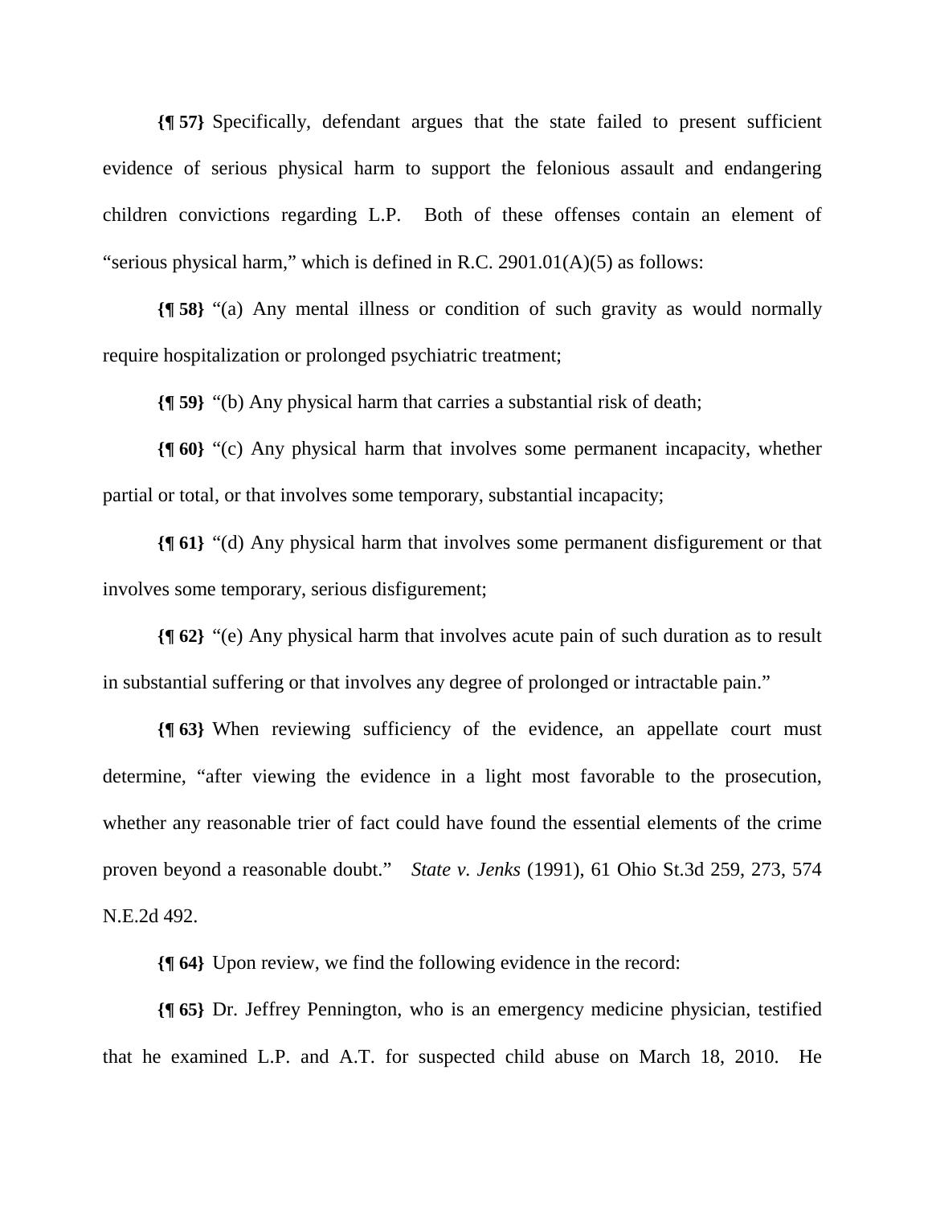**{¶ 57}** Specifically, defendant argues that the state failed to present sufficient evidence of serious physical harm to support the felonious assault and endangering children convictions regarding L.P. Both of these offenses contain an element of "serious physical harm," which is defined in R.C. 2901.01(A)(5) as follows:

**{¶ 58}** "(a) Any mental illness or condition of such gravity as would normally require hospitalization or prolonged psychiatric treatment;

**{¶ 59}** "(b) Any physical harm that carries a substantial risk of death;

**{¶ 60}** "(c) Any physical harm that involves some permanent incapacity, whether partial or total, or that involves some temporary, substantial incapacity;

**{¶ 61}** "(d) Any physical harm that involves some permanent disfigurement or that involves some temporary, serious disfigurement;

**{¶ 62}** "(e) Any physical harm that involves acute pain of such duration as to result in substantial suffering or that involves any degree of prolonged or intractable pain."

**{¶ 63}** When reviewing sufficiency of the evidence, an appellate court must determine, "after viewing the evidence in a light most favorable to the prosecution, whether any reasonable trier of fact could have found the essential elements of the crime proven beyond a reasonable doubt." *State v. Jenks* (1991), 61 Ohio St.3d 259, 273, 574 N.E.2d 492.

**{¶ 64}** Upon review, we find the following evidence in the record:

**{¶ 65}** Dr. Jeffrey Pennington, who is an emergency medicine physician, testified that he examined L.P. and A.T. for suspected child abuse on March 18, 2010. He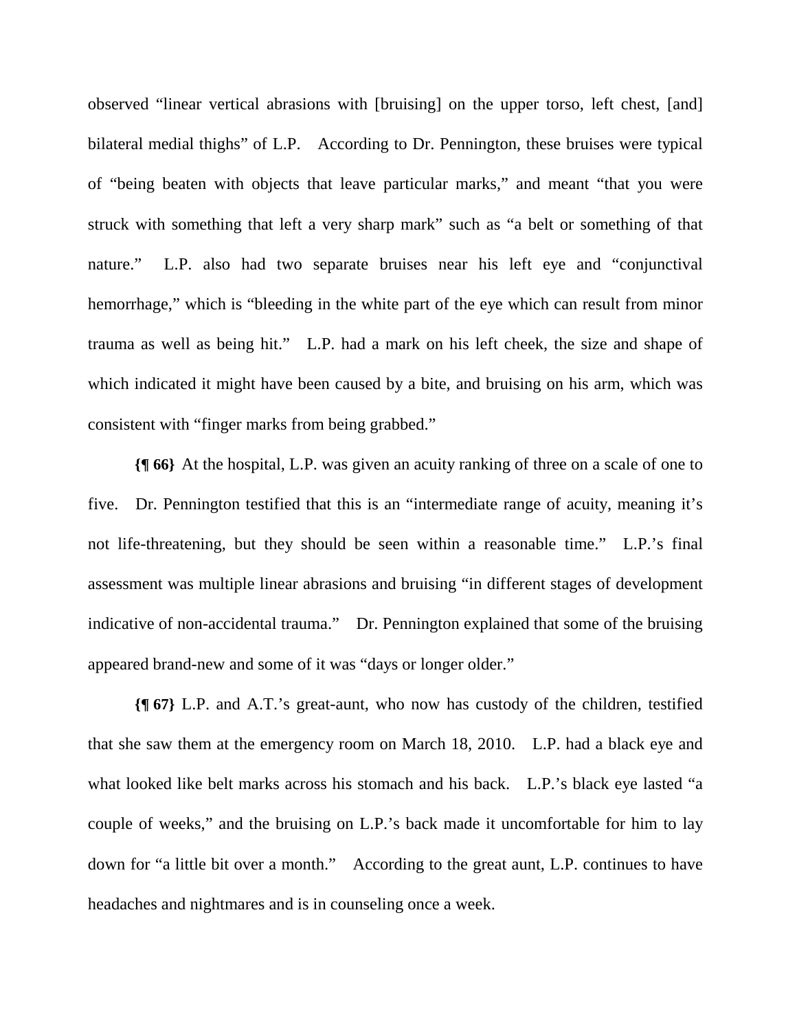observed "linear vertical abrasions with [bruising] on the upper torso, left chest, [and] bilateral medial thighs" of L.P. According to Dr. Pennington, these bruises were typical of "being beaten with objects that leave particular marks," and meant "that you were struck with something that left a very sharp mark" such as "a belt or something of that nature." L.P. also had two separate bruises near his left eye and "conjunctival hemorrhage," which is "bleeding in the white part of the eye which can result from minor trauma as well as being hit." L.P. had a mark on his left cheek, the size and shape of which indicated it might have been caused by a bite, and bruising on his arm, which was consistent with "finger marks from being grabbed."

**{¶ 66}** At the hospital, L.P. was given an acuity ranking of three on a scale of one to five. Dr. Pennington testified that this is an "intermediate range of acuity, meaning it's not life-threatening, but they should be seen within a reasonable time." L.P.'s final assessment was multiple linear abrasions and bruising "in different stages of development indicative of non-accidental trauma." Dr. Pennington explained that some of the bruising appeared brand-new and some of it was "days or longer older."

**{¶ 67}** L.P. and A.T.'s great-aunt, who now has custody of the children, testified that she saw them at the emergency room on March 18, 2010. L.P. had a black eye and what looked like belt marks across his stomach and his back. L.P.'s black eye lasted "a couple of weeks," and the bruising on L.P.'s back made it uncomfortable for him to lay down for "a little bit over a month." According to the great aunt, L.P. continues to have headaches and nightmares and is in counseling once a week.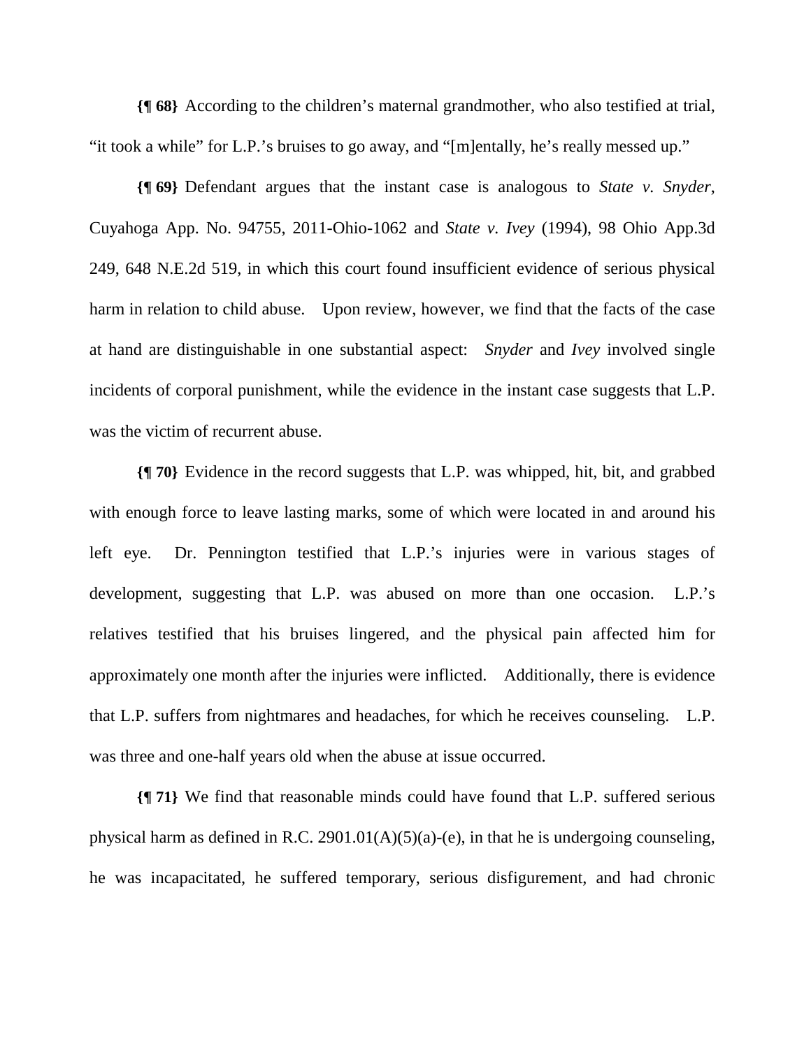**{¶ 68}** According to the children's maternal grandmother, who also testified at trial, "it took a while" for L.P.'s bruises to go away, and "[m]entally, he's really messed up."

**{¶ 69}** Defendant argues that the instant case is analogous to *State v. Snyder*, Cuyahoga App. No. 94755, 2011-Ohio-1062 and *State v. Ivey* (1994), 98 Ohio App.3d 249, 648 N.E.2d 519, in which this court found insufficient evidence of serious physical harm in relation to child abuse. Upon review, however, we find that the facts of the case at hand are distinguishable in one substantial aspect: *Snyder* and *Ivey* involved single incidents of corporal punishment, while the evidence in the instant case suggests that L.P. was the victim of recurrent abuse.

**{¶ 70}** Evidence in the record suggests that L.P. was whipped, hit, bit, and grabbed with enough force to leave lasting marks, some of which were located in and around his left eye. Dr. Pennington testified that L.P.'s injuries were in various stages of development, suggesting that L.P. was abused on more than one occasion. L.P.'s relatives testified that his bruises lingered, and the physical pain affected him for approximately one month after the injuries were inflicted. Additionally, there is evidence that L.P. suffers from nightmares and headaches, for which he receives counseling. L.P. was three and one-half years old when the abuse at issue occurred.

**{¶ 71}** We find that reasonable minds could have found that L.P. suffered serious physical harm as defined in R.C. 2901.01(A)(5)(a)-(e), in that he is undergoing counseling, he was incapacitated, he suffered temporary, serious disfigurement, and had chronic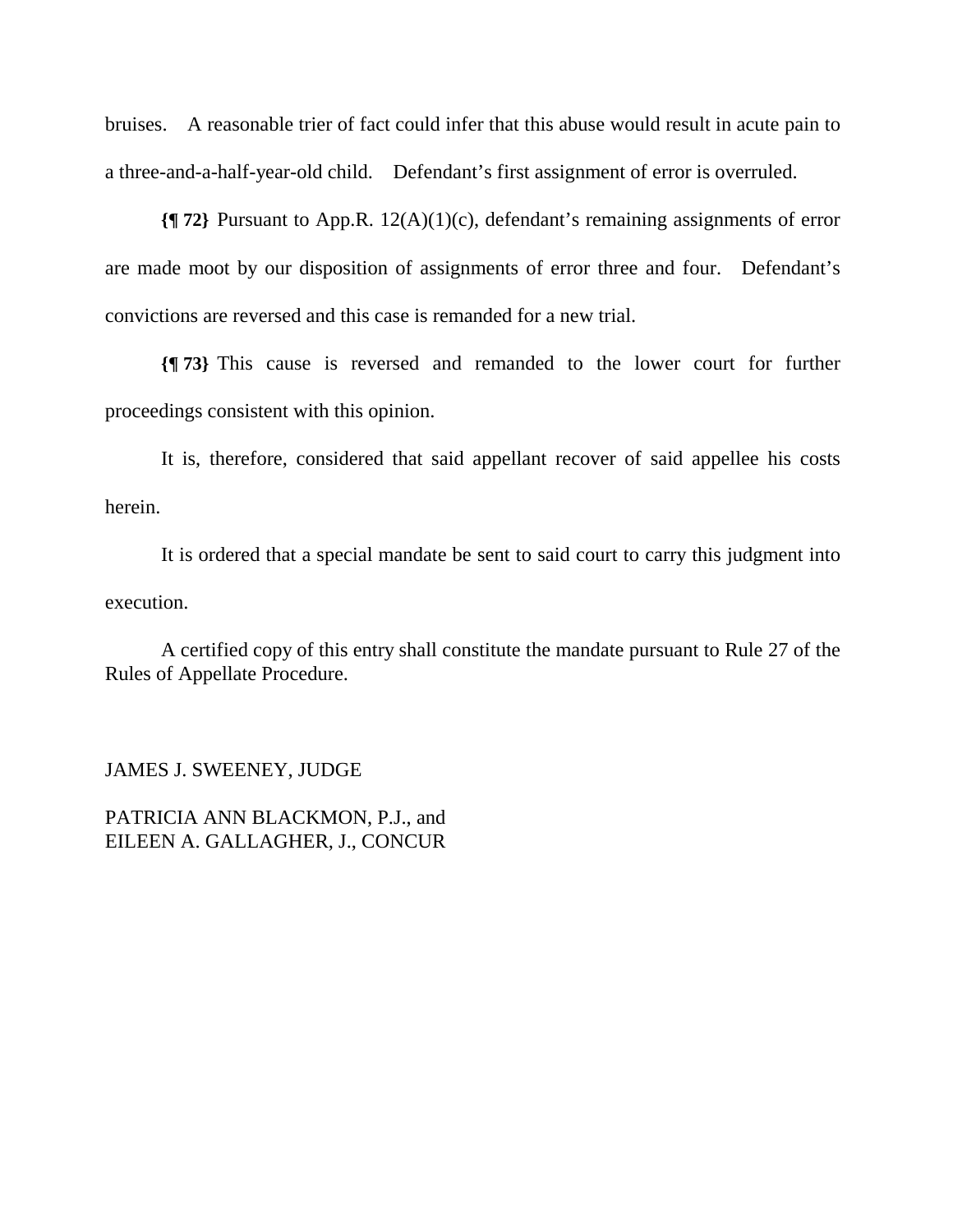bruises. A reasonable trier of fact could infer that this abuse would result in acute pain to a three-and-a-half-year-old child. Defendant's first assignment of error is overruled.

**{¶ 72}** Pursuant to App.R. 12(A)(1)(c), defendant's remaining assignments of error are made moot by our disposition of assignments of error three and four. Defendant's convictions are reversed and this case is remanded for a new trial.

**{¶ 73}** This cause is reversed and remanded to the lower court for further proceedings consistent with this opinion.

It is, therefore, considered that said appellant recover of said appellee his costs herein.

It is ordered that a special mandate be sent to said court to carry this judgment into execution.

A certified copy of this entry shall constitute the mandate pursuant to Rule 27 of the Rules of Appellate Procedure.

JAMES J. SWEENEY, JUDGE

PATRICIA ANN BLACKMON, P.J., and
EILEEN A. GALLAGHER, J., CONCUR